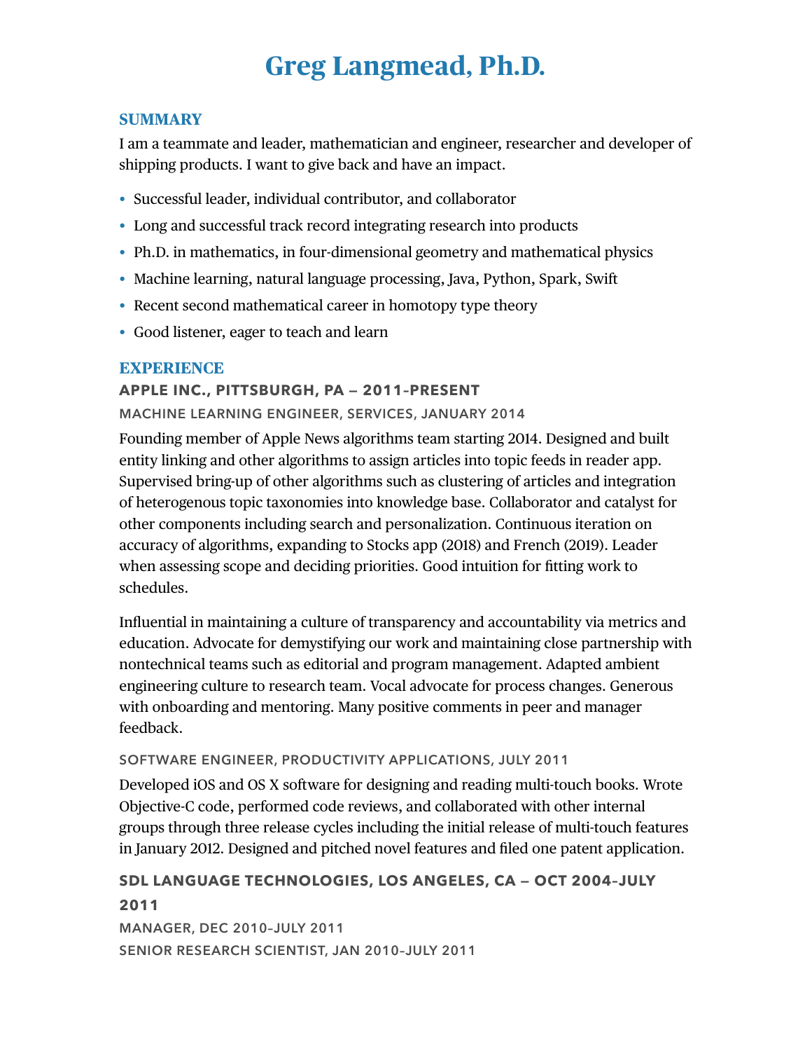# Greg Langmead, Ph.D.

## SUMMARY

I am a teammate and leader, mathematician and engineer, researcher and developer of shipping products. I want to give back and have an impact.

- Successful leader, individual contributor, and collaborator
- Long and successful track record integrating research into products
- Ph.D. in mathematics, in four-dimensional geometry and mathematical physics
- Machine learning, natural language processing, Java, Python, Spark, Swift
- Recent second mathematical career in homotopy type theory
- Good listener, eager to teach and learn

## EXPERIENCE

### APPLE INC., PITTSBURGH, PA — 2011–PRESENT

#### MACHINE LEARNING ENGINEER, SERVICES, JANUARY 2014

Founding member of Apple News algorithms team starting 2014. Designed and built entity linking and other algorithms to assign articles into topic feeds in reader app. Supervised bring-up of other algorithms such as clustering of articles and integration of heterogenous topic taxonomies into knowledge base. Collaborator and catalyst for other components including search and personalization. Continuous iteration on accuracy of algorithms, expanding to Stocks app (2018) and French (2019). Leader when assessing scope and deciding priorities. Good intuition for fitting work to schedules.

Influential in maintaining a culture of transparency and accountability via metrics and education. Advocate for demystifying our work and maintaining close partnership with nontechnical teams such as editorial and program management. Adapted ambient engineering culture to research team. Vocal advocate for process changes. Generous with onboarding and mentoring. Many positive comments in peer and manager feedback.

#### SOFTWARE ENGINEER, PRODUCTIVITY APPLICATIONS, JULY 2011

Developed iOS and OS X software for designing and reading multi-touch books. Wrote Objective-C code, performed code reviews, and collaborated with other internal groups through three release cycles including the initial release of multi-touch features in January 2012. Designed and pitched novel features and filed one patent application.

### SDL LANGUAGE TECHNOLOGIES, LOS ANGELES, CA — OCT 2004–JULY 2011

#### MANAGER, DEC 2010–JULY 2011

#### SENIOR RESEARCH SCIENTIST, JAN 2010–JULY 2011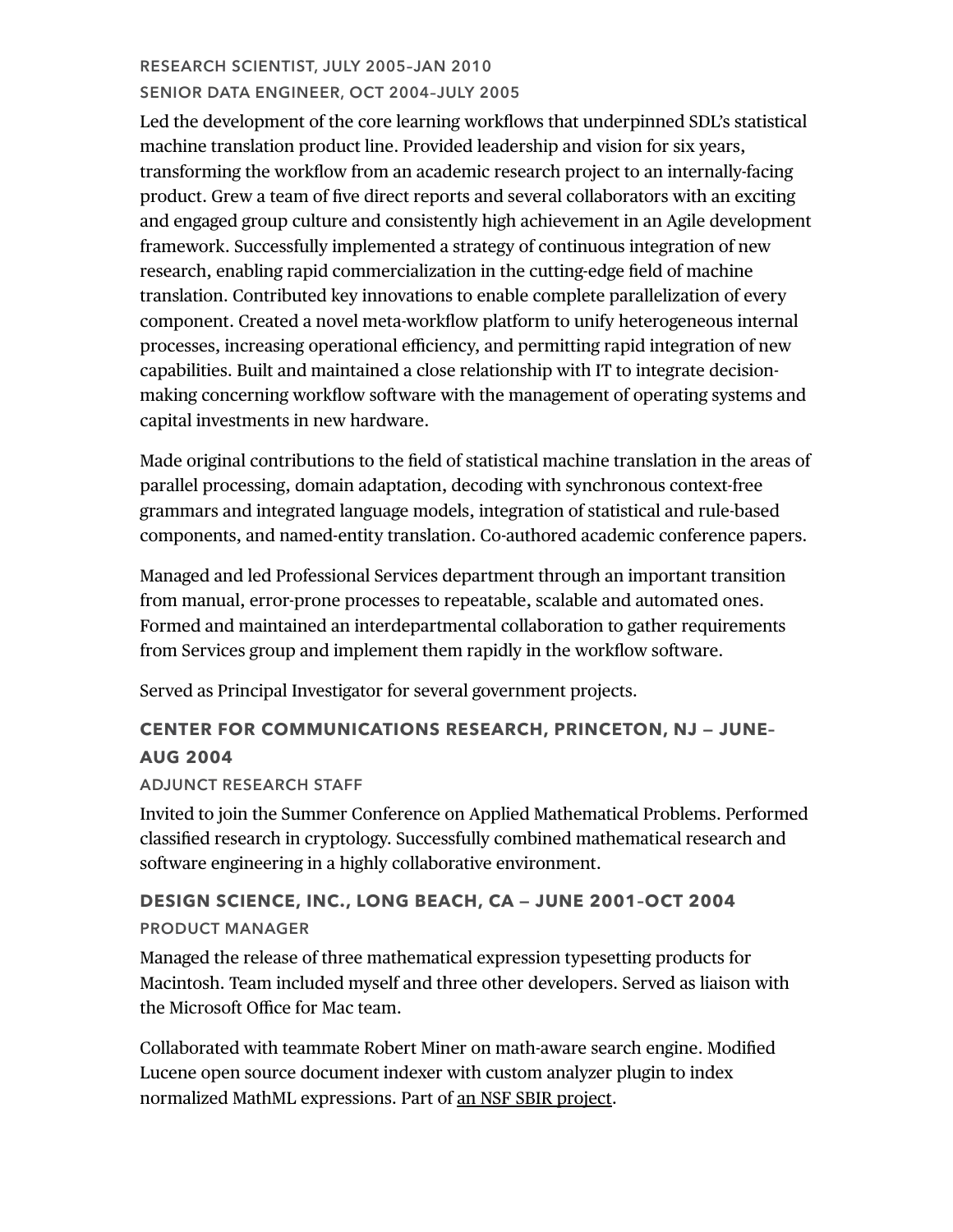#### RESEARCH SCIENTIST, JULY 2005–JAN 2010

#### SENIOR DATA ENGINEER, OCT 2004–JULY 2005

Led the development of the core learning workflows that underpinned SDL's statistical machine translation product line. Provided leadership and vision for six years, transforming the workflow from an academic research project to an internally-facing product. Grew a team of five direct reports and several collaborators with an exciting and engaged group culture and consistently high achievement in an Agile development framework. Successfully implemented a strategy of continuous integration of new research, enabling rapid commercialization in the cutting-edge field of machine translation. Contributed key innovations to enable complete parallelization of every component. Created a novel meta-workflow platform to unify heterogeneous internal processes, increasing operational efficiency, and permitting rapid integration of new capabilities. Built and maintained a close relationship with IT to integrate decision-making concerning workflow software with the management of operating systems and capital investments in new hardware.

Made original contributions to the field of statistical machine translation in the areas of parallel processing, domain adaptation, decoding with synchronous context-free grammars and integrated language models, integration of statistical and rule-based components, and named-entity translation. Co-authored academic conference papers.

Managed and led Professional Services department through an important transition from manual, error-prone processes to repeatable, scalable and automated ones. Formed and maintained an interdepartmental collaboration to gather requirements from Services group and implement them rapidly in the workflow software.

Served as Principal Investigator for several government projects.

### CENTER FOR COMMUNICATIONS RESEARCH, PRINCETON, NJ — JUNE–AUG 2004

#### ADJUNCT RESEARCH STAFF

Invited to join the Summer Conference on Applied Mathematical Problems. Performed classified research in cryptology. Successfully combined mathematical research and software engineering in a highly collaborative environment.

### DESIGN SCIENCE, INC., LONG BEACH, CA — JUNE 2001–OCT 2004

#### PRODUCT MANAGER

Managed the release of three mathematical expression typesetting products for Macintosh. Team included myself and three other developers. Served as liaison with the Microsoft Office for Mac team.

Collaborated with teammate Robert Miner on math-aware search engine. Modified Lucene open source document indexer with custom analyzer plugin to index normalized MathML expressions. Part of an NSF SBIR project.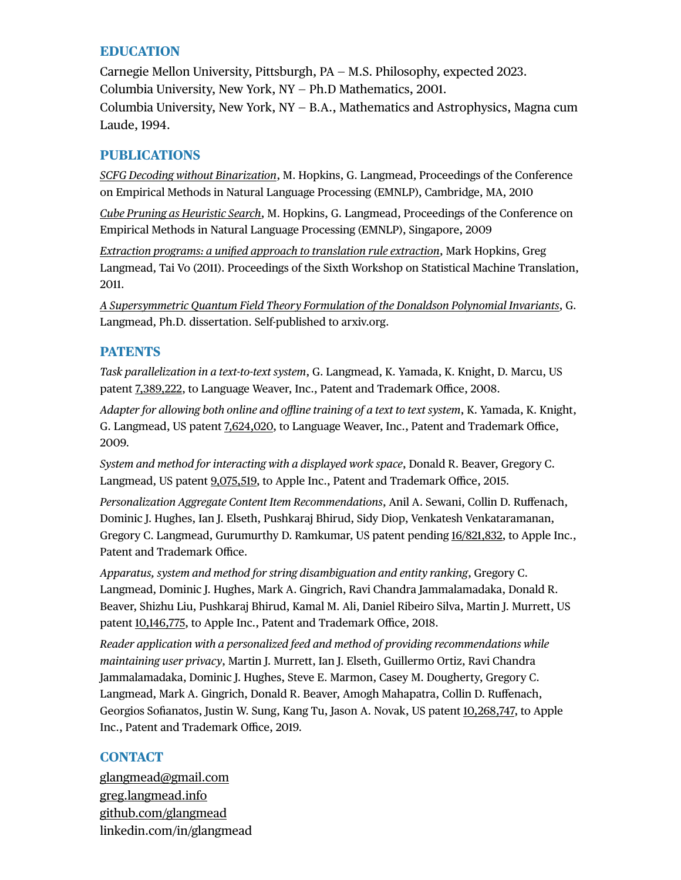## EDUCATION

Carnegie Mellon University, Pittsburgh, PA – M.S. Philosophy, expected 2023.
Columbia University, New York, NY – Ph.D Mathematics, 2001.
Columbia University, New York, NY – B.A., Mathematics and Astrophysics, Magna cum Laude, 1994.

## PUBLICATIONS

*SCFG Decoding without Binarization*, M. Hopkins, G. Langmead, Proceedings of the Conference on Empirical Methods in Natural Language Processing (EMNLP), Cambridge, MA, 2010

*Cube Pruning as Heuristic Search*, M. Hopkins, G. Langmead, Proceedings of the Conference on Empirical Methods in Natural Language Processing (EMNLP), Singapore, 2009

*Extraction programs: a unified approach to translation rule extraction*, Mark Hopkins, Greg Langmead, Tai Vo (2011). Proceedings of the Sixth Workshop on Statistical Machine Translation, 2011.

*A Supersymmetric Quantum Field Theory Formulation of the Donaldson Polynomial Invariants*, G. Langmead, Ph.D. dissertation. Self-published to arxiv.org.

## PATENTS

*Task parallelization in a text-to-text system*, G. Langmead, K. Yamada, K. Knight, D. Marcu, US patent 7,389,222, to Language Weaver, Inc., Patent and Trademark Office, 2008.

*Adapter for allowing both online and offline training of a text to text system*, K. Yamada, K. Knight, G. Langmead, US patent 7,624,020, to Language Weaver, Inc., Patent and Trademark Office, 2009.

*System and method for interacting with a displayed work space*, Donald R. Beaver, Gregory C. Langmead, US patent 9,075,519, to Apple Inc., Patent and Trademark Office, 2015.

*Personalization Aggregate Content Item Recommendations*, Anil A. Sewani, Collin D. Ruffenach, Dominic J. Hughes, Ian J. Elseth, Pushkaraj Bhirud, Sidy Diop, Venkatesh Venkataramanan, Gregory C. Langmead, Gurumurthy D. Ramkumar, US patent pending 16/821,832, to Apple Inc., Patent and Trademark Office.

*Apparatus, system and method for string disambiguation and entity ranking*, Gregory C. Langmead, Dominic J. Hughes, Mark A. Gingrich, Ravi Chandra Jammalamadaka, Donald R. Beaver, Shizhu Liu, Pushkaraj Bhirud, Kamal M. Ali, Daniel Ribeiro Silva, Martin J. Murrett, US patent 10,146,775, to Apple Inc., Patent and Trademark Office, 2018.

*Reader application with a personalized feed and method of providing recommendations while maintaining user privacy*, Martin J. Murrett, Ian J. Elseth, Guillermo Ortiz, Ravi Chandra Jammalamadaka, Dominic J. Hughes, Steve E. Marmon, Casey M. Dougherty, Gregory C. Langmead, Mark A. Gingrich, Donald R. Beaver, Amogh Mahapatra, Collin D. Ruffenach, Georgios Sofianatos, Justin W. Sung, Kang Tu, Jason A. Novak, US patent 10,268,747, to Apple Inc., Patent and Trademark Office, 2019.

## CONTACT

glangmead@gmail.com
greg.langmead.info
github.com/glangmead
linkedin.com/in/glangmead